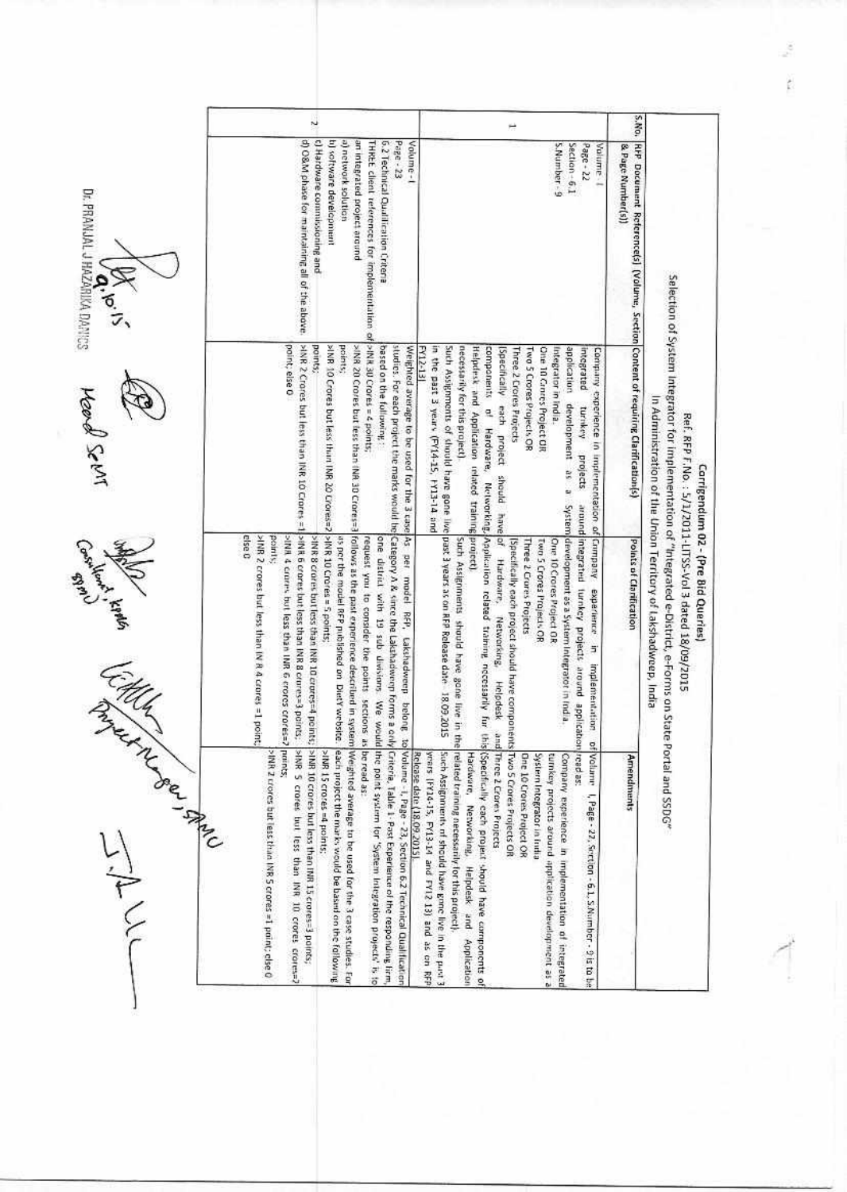# Corrigendum 02 - (Pre Bid Queries)

Ref. RFP F.No. : 5/1/2011-LITSS-Vol 3 dated 18/09/2015

Selection of System Integrator for implementation of "Integrated e-District, e-Forms on State Portal and SSDG" In Administration of the Union Territory of Lakshadweep, India

| S.No. | RFP Document Reference(s) (Volume, Section & Page Number(s)) | Content of requiring Clarification(s) | Points of Clarification | Amendments |
|---|---|---|---|---|
| 1 | Volume - I<br>Page - 22<br>Section - 6.1<br>S.Number - 9 | Company experience in implementation of integrated turnkey projects around application development as a System Integrator in India.<br>One 10 Crores Project OR<br>Two 5 Crores Projects OR<br>Three 2 Crores Projects<br>(Specifically each project should have components of Hardware, Networking, Helpdesk and Application related training necessarily for this project).<br>Such Assignments of should have gone live in the past 3 years (FY14-15, FY13-14 and FY12-13) | Company experience in implementation of integrated turnkey projects around application development as a System Integrator in India.<br>One 10 Crores Project OR<br>Two 5 Crores Projects OR<br>Three 2 Crores Projects<br>(Specifically each project should have components of Hardware, Networking, Helpdesk and Application related training necessarily for this project).<br>Such Assignments should have gone live in the past 3 years as on RFP Release date 18.09.2015 | Volume - I, Page - 22, Section - 6.1, S.Number - 9 is to be read as:<br>Company experience in implementation of integrated turnkey projects around application development as a System Integrator in India<br>One 10 Crores Project OR<br>Two 5 Crores Projects OR<br>Three 2 Crores Projects<br>(Specifically each project should have components of Hardware, Networking, Helpdesk and Application related training necessarily for this project).<br>Such Assignments of should have gone live in the past 3 years (FY14-15, FY13-14 and FY12-13) and as on RFP Release date (18.09.2015). |
| 2 | Volume - I<br>Page - 23<br>6.2 Technical Qualification Criteria<br>THREE client references for implementation of an integrated project around<br>a) network solution<br>b) software development<br>c) Hardware commissioning and<br>d) O&M phase for maintaining all of the above. | Weighted average to be used for the 3 case studies. For each project the marks would be based on the following:<br>>INR 30 Crores = 4 points;<br>>INR 20 Crores but less than INR 30 Crores=3 points;<br>>INR 10 Crores but less than INR 20 Crores=2 points;<br>>INR 2 Crores but less than INR 10 Crores =1 point; else 0 | As per model RFP, Lakshadweep belong to Category A & since the Lakshadweep forms a only one district with 19 sub divisions. We would request you to consider the points sections as follows as the past experience described in system as per the model RFP published on DietY website.<br>>INR 10 Crores = 5 points;<br>>INR 8 crores but less than INR 10 crores=4 points;<br>>INR 6 crores but less than INR 8 crores=3 points;<br>>INR 4 crores but less than INR 6 crores crores=2 points;<br>>INR 2 crores but less than INR 4 crores =1 point; else 0 | Volume - I, Page - 23, Section 6.2 Technical Qualification Criteria, Table 1- Past Experience of the responding firm, the point system for 'System Integration projects' is to be read as:<br>Weighted average to be used for the 3 case studies. For each project the marks would be based on the following:<br>>INR 15 crores =4 points;<br>>INR 10 crores but less than INR 15 crores=3 points;<br>>INR 5 crores but less than INR 10 crores crores=2 points;<br>>INR 2 crores but less than INR 5 crores =1 point; else 0 |

Dr. PRANJAL J HAZARIKA DANICS

Head SeMT

Consultant, SPMU

Project Manager, SPMU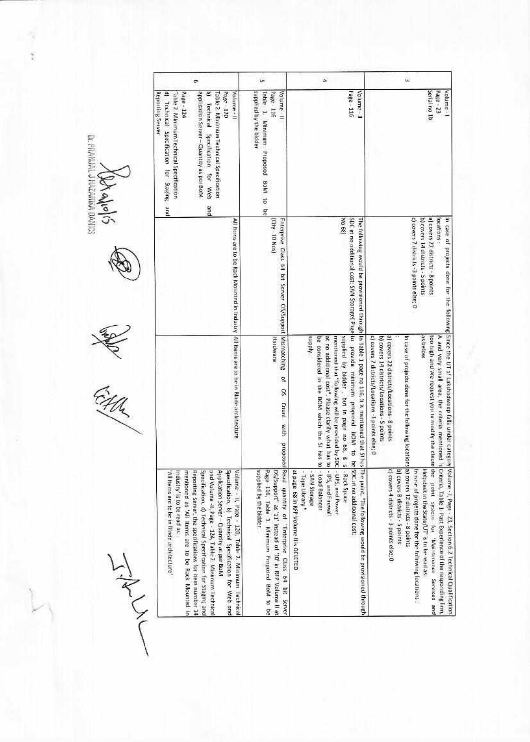| | | | | |
|---|---|---|---|---|
| 3 | Volume - I<br>Page - 23<br>Serial no 1b | In case of projects done for the following locations :<br>a) covers 22 districts - 8 points<br>b) covers 14 districts - 5 points<br>c) covers 7 districts -3 points else; 0 | Since the UT of Lakshadweep falls under category A and very small area, the criteria mentioned is too high and We request you to modify the clause as below<br>:<br>In case of projects done for the following locations<br>a) covers 22 districts/Locations - 8 points<br>b) covers 14 districts/Locations - 5 points<br>c) covers 7 districts/Locations - 3 points else; 0 | Volume - I, Page - 23, Section 6.2 Technical Qualification Criteria, Table 1- Past Experience of the responding firm, the point system for "Maintenance Services and Helpdesk in the State/UT" is to be read as:<br>In case of projects done for the following locations :<br>a) covers 12 districts - 8 points<br>b) covers 8 districts - 5 points<br>c) covers 4 districts - 3 points else; 0 |
| 4 | Volume - II<br>Page - 116 | The following would be provisioned through SDC at no additional cost: SAN Storage( Page No 68) | In Table 1 page no 116, it is mentioned that SI has to provide minimum proposed BOM to be supplied by bidder, but in page no 68, is is mentioned that "following will be provided by SDC at no additional cost". Please clarify what has to be considered in the BOM which the SI has to supply. | The point, "The following would be provisioned through SDC at no additional cost:<br>- Rack Space<br>- UPS, and Power<br>- IPS, and Firewall<br>- Load Balancer<br>- SAN Storage<br>- Tape Library"<br>at page 68 in RFP Volume II is DELETED |
| 5 | Volume - II<br>Page - 116<br>Table 1. Minimum Proposed BoM to be supplied by the bidder | Enterprise Class 64 bit Server OS/Support (Qty - 10 Nos) | Mismatching of OS Count with proposed Hardware | Read quantity of "Enterprise Class 64 bit Server OS/Support" as '11' instead of '10' in RFP Volume II at Page 116, Table 1. Minimum Proposed BoM to be supplied by the bidder. |
| 6 | Volume - II<br>Page - 120<br>Table 2. Minimum Technical Specification<br>b) Technical Specification for Web and Application Server – Quantity as per BoM<br><br>Page - 124<br>Table 2. Minimum Technical Specification<br>d) Technical Specification for Staging and Reporting Server | All Items are to be Rack Mounted in Industry | All Items are to be in Blade architecture | Volume - II, Page - 120, Table 2. Minimum Technical Specification, b) Technical Specification for Web and Application Server - Quantity as per BoM and Volume -II, Page - 124, Table 2. Minimum Technical Specification, d) Technical Specification for Staging and Reporting Server, the specifications for item number 14 mentioned as 'All Items are to be Rack Mounted in Industry' is to be read as:<br>'All Items are to be in Blade architecture' |

Dr. PRANJAL J HAZARIKA DANICS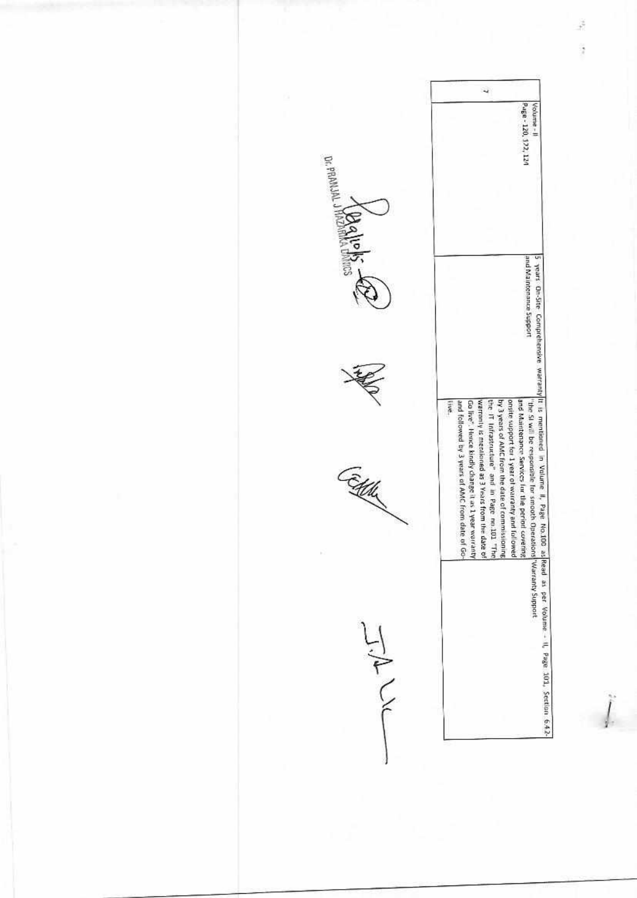| | | | | |
|---|---|---|---|---|
| 7 | Volume - II Page - 120, 122, 124 | 5 years On-Site Comprehensive warranty and Maintenance Support | It is mentioned in Volume II, Page No.100 as "the SI will be responsible for smooth Operations and Maintenance Services for the period covering onsite support for 1 year of warranty and followed by 3 years of AMC from the date of commissioning the IT Infrastructure" and in Page no.101 "The warranty is mentioned as 3 Years from the date of Go live". Hence kindly change it as 1 year warranty and followed by 3 years of AMC from date of Go-live. | Read as per Volume - II, Page 101, Section 6.4.2- "Warranty Support |

Dr. PRANJAL J HAZARIKA DAMCS